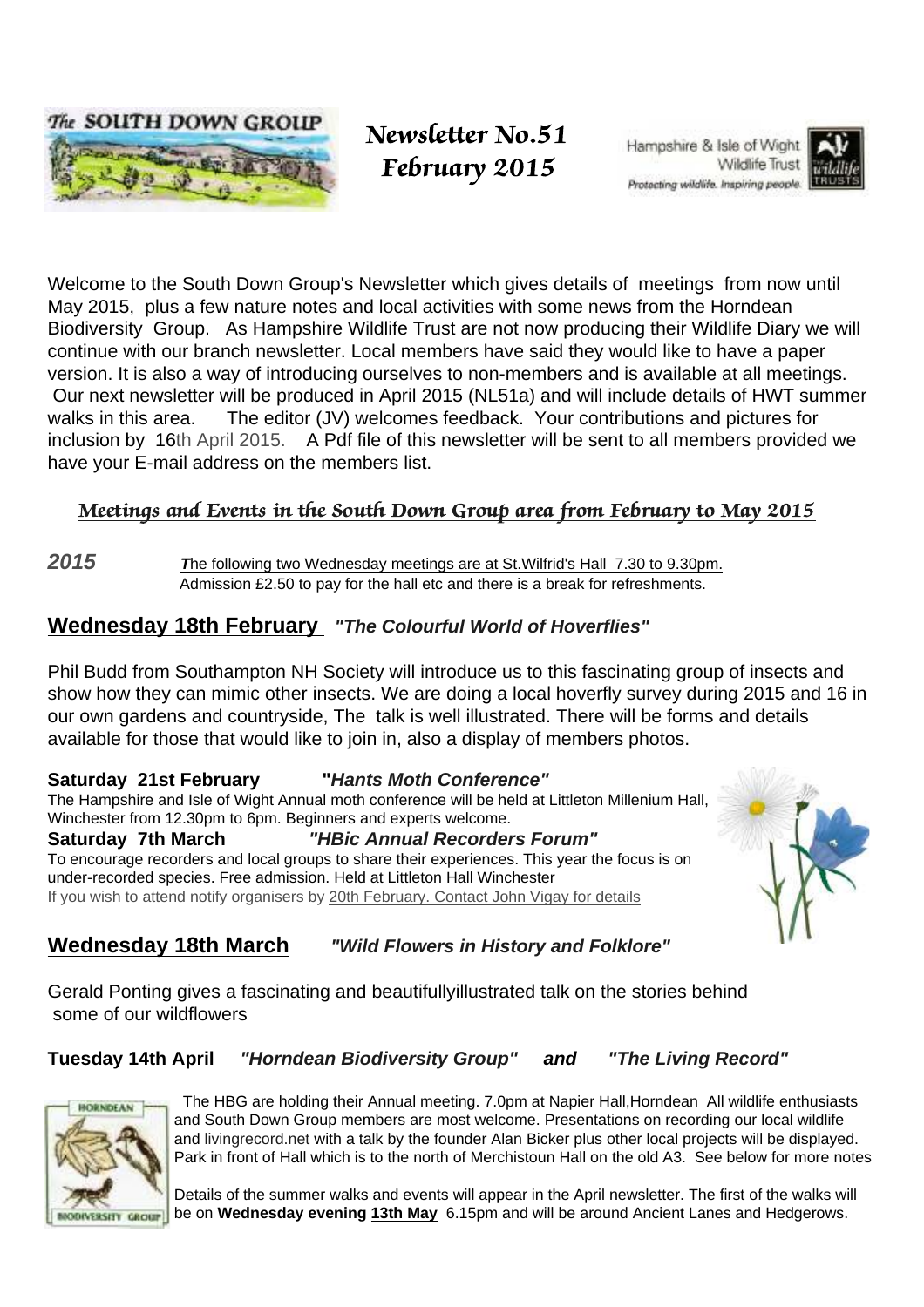# Newsletter No.51
# February 2015

Welcome to the South Down Group's Newsletter which gives details of meetings from now until May 2015, plus a few nature notes and local activities with some news from the Horndean Biodiversity Group. As Hampshire Wildlife Trust are not now producing their Wildlife Diary we will continue with our branch newsletter. Local members have said they would like to have a paper version. It is also a way of introducing ourselves to non-members and is available at all meetings. Our next newsletter will be produced in April 2015 (NL51a) and will include details of HWT summer walks in this area. The editor (JV) welcomes feedback. Your contributions and pictures for inclusion by 16th April 2015. A Pdf file of this newsletter will be sent to all members provided we have your E-mail address on the members list.

## *Meetings and Events in the South Down Group area from February to May 2015*

***2015*** The following two Wednesday meetings are at St.Wilfrid's Hall 7.30 to 9.30pm. Admission £2.50 to pay for the hall etc and there is a break for refreshments.

### Wednesday 18th February *"The Colourful World of Hoverflies"*

Phil Budd from Southampton NH Society will introduce us to this fascinating group of insects and show how they can mimic other insects. We are doing a local hoverfly survey during 2015 and 16 in our own gardens and countryside, The talk is well illustrated. There will be forms and details available for those that would like to join in, also a display of members photos.

**Saturday 21st February *"Hants Moth Conference"***
The Hampshire and Isle of Wight Annual moth conference will be held at Littleton Millenium Hall, Winchester from 12.30pm to 6pm. Beginners and experts welcome.

**Saturday 7th March *"HBic Annual Recorders Forum"***
To encourage recorders and local groups to share their experiences. This year the focus is on under-recorded species. Free admission. Held at Littleton Hall Winchester
If you wish to attend notify organisers by 20th February. Contact John Vigay for details

### Wednesday 18th March *"Wild Flowers in History and Folklore"*

Gerald Ponting gives a fascinating and beautifullyillustrated talk on the stories behind some of our wildflowers

**Tuesday 14th April *"Horndean Biodiversity Group" and "The Living Record"***

The HBG are holding their Annual meeting. 7.0pm at Napier Hall,Horndean All wildlife enthusiasts and South Down Group members are most welcome. Presentations on recording our local wildlife and livingrecord.net with a talk by the founder Alan Bicker plus other local projects will be displayed. Park in front of Hall which is to the north of Merchistoun Hall on the old A3. See below for more notes

Details of the summer walks and events will appear in the April newsletter. The first of the walks will be on **Wednesday evening 13th May** 6.15pm and will be around Ancient Lanes and Hedgerows.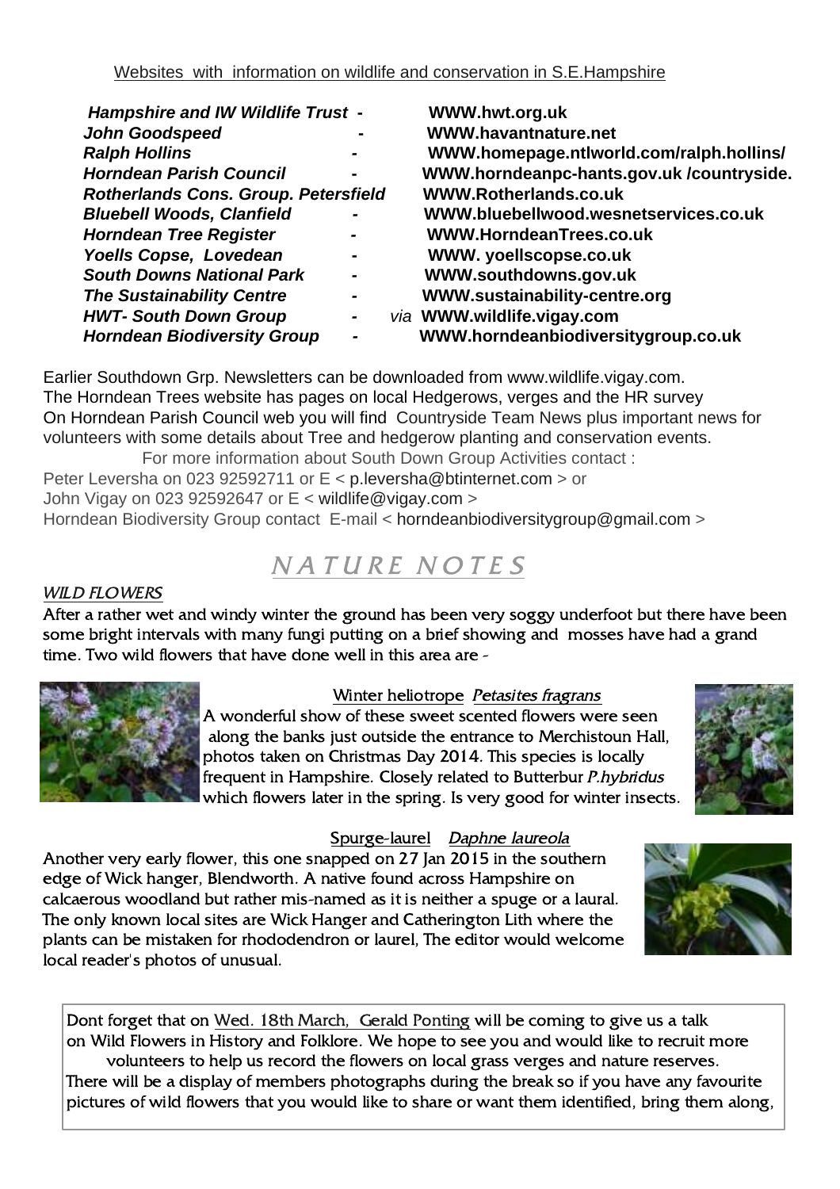Websites with information on wildlife and conservation in S.E.Hampshire

| | |
|---|---|
| ***Hampshire and IW Wildlife Trust*** - | **WWW.hwt.org.uk** |
| ***John Goodspeed*** - | **WWW.havantnature.net** |
| ***Ralph Hollins*** - | **WWW.homepage.ntlworld.com/ralph.hollins/** |
| ***Horndean Parish Council*** - | **WWW.horndeanpc-hants.gov.uk /countryside.** |
| ***Rotherlands Cons. Group. Petersfield*** | **WWW.Rotherlands.co.uk** |
| ***Bluebell Woods, Clanfield*** - | **WWW.bluebellwood.wesnetservices.co.uk** |
| ***Horndean Tree Register*** - | **WWW.HorndeanTrees.co.uk** |
| ***Yoells Copse, Lovedean*** - | **WWW. yoellscopse.co.uk** |
| ***South Downs National Park*** - | **WWW.southdowns.gov.uk** |
| ***The Sustainability Centre*** - | **WWW.sustainability-centre.org** |
| ***HWT- South Down Group*** - | *via* **WWW.wildlife.vigay.com** |
| ***Horndean Biodiversity Group*** - | **WWW.horndeanbiodiversitygroup.co.uk** |

Earlier Southdown Grp. Newsletters can be downloaded from www.wildlife.vigay.com.
The Horndean Trees website has pages on local Hedgerows, verges and the HR survey
On Horndean Parish Council web you will find Countryside Team News plus important news for volunteers with some details about Tree and hedgerow planting and conservation events.

For more information about South Down Group Activities contact :
Peter Leversha on 023 92592711 or E < p.leversha@btinternet.com > or
John Vigay on 023 92592647 or E < wildlife@vigay.com >
Horndean Biodiversity Group contact E-mail < horndeanbiodiversitygroup@gmail.com >

# NATURE NOTES

## WILD FLOWERS

After a rather wet and windy winter the ground has been very soggy underfoot but there have been some bright intervals with many fungi putting on a brief showing and mosses have had a grand time. Two wild flowers that have done well in this area are -

### Winter heliotrope *Petasites fragrans*

A wonderful show of these sweet scented flowers were seen along the banks just outside the entrance to Merchistoun Hall, photos taken on Christmas Day 2014. This species is locally frequent in Hampshire. Closely related to Butterbur *P.hybridus* which flowers later in the spring. Is very good for winter insects.

### Spurge-laurel *Daphne laureola*

Another very early flower, this one snapped on 27 Jan 2015 in the southern edge of Wick hanger, Blendworth. A native found across Hampshire on calcaerous woodland but rather mis-named as it is neither a spuge or a laural. The only known local sites are Wick Hanger and Catherington Lith where the plants can be mistaken for rhododendron or laurel, The editor would welcome local reader's photos of unusual.

Dont forget that on Wed. 18th March, Gerald Ponting will be coming to give us a talk on Wild Flowers in History and Folklore. We hope to see you and would like to recruit more volunteers to help us record the flowers on local grass verges and nature reserves.
There will be a display of members photographs during the break so if you have any favourite pictures of wild flowers that you would like to share or want them identified, bring them along,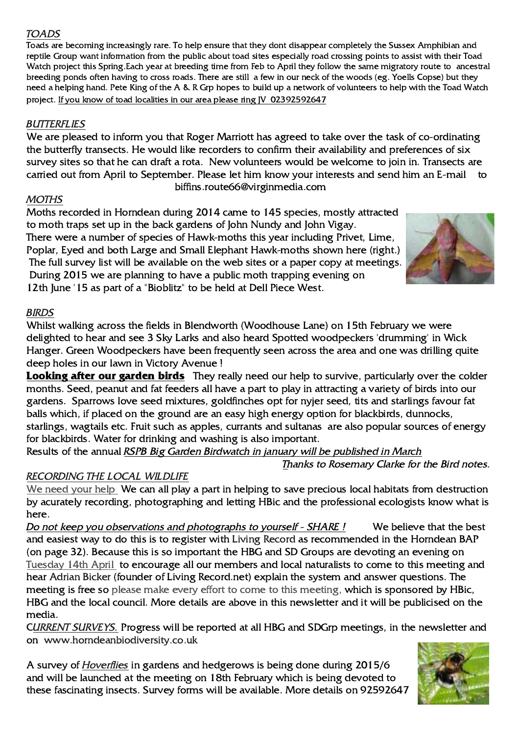*TOADS*

Toads are becoming increasingly rare. To help ensure that they dont disappear completely the Sussex Amphibian and reptile Group want information from the public about toad sites especially road crossing points to assist with their Toad Watch project this Spring.Each year at breeding time from Feb to April they follow the same migratory route to ancestral breeding ponds often having to cross roads. There are still a few in our neck of the woods (eg. Yoells Copse) but they need a helping hand. Pete King of the A & R Grp hopes to build up a network of volunteers to help with the Toad Watch project. If you know of toad localities in our area please ring JV 02392592647

*BUTTERFLIES*

We are pleased to inform you that Roger Marriott has agreed to take over the task of co-ordinating the butterfly transects. He would like recorders to confirm their availability and preferences of six survey sites so that he can draft a rota. New volunteers would be welcome to join in. Transects are carried out from April to September. Please let him know your interests and send him an E-mail to biffins.route66@virginmedia.com

*MOTHS*

Moths recorded in Horndean during 2014 came to 145 species, mostly attracted to moth traps set up in the back gardens of John Nundy and John Vigay. There were a number of species of Hawk-moths this year including Privet, Lime, Poplar, Eyed and both Large and Small Elephant Hawk-moths shown here (right.) The full survey list will be available on the web sites or a paper copy at meetings. During 2015 we are planning to have a public moth trapping evening on 12th June '15 as part of a "Bioblitz" to be held at Dell Piece West.

*BIRDS*

Whilst walking across the fields in Blendworth (Woodhouse Lane) on 15th February we were delighted to hear and see 3 Sky Larks and also heard Spotted woodpeckers 'drumming' in Wick Hanger. Green Woodpeckers have been frequently seen across the area and one was drilling quite deep holes in our lawn in Victory Avenue !

**Looking after our garden birds** They really need our help to survive, particularly over the colder months. Seed, peanut and fat feeders all have a part to play in attracting a variety of birds into our gardens. Sparrows love seed mixtures, goldfinches opt for nyjer seed, tits and starlings favour fat balls which, if placed on the ground are an easy high energy option for blackbirds, dunnocks, starlings, wagtails etc. Fruit such as apples, currants and sultanas are also popular sources of energy for blackbirds. Water for drinking and washing is also important.

Results of the annual *RSPB Big Garden Birdwatch in january will be published in March*

*Thanks to Rosemary Clarke for the Bird notes.*

*RECORDING THE LOCAL WILDLIFE*

We need your help We can all play a part in helping to save precious local habitats from destruction by acurately recording, photographing and letting HBic and the professional ecologists know what is here.

*Do not keep you observations and photographs to yourself - SHARE !* We believe that the best and easiest way to do this is to register with Living Record as recommended in the Horndean BAP (on page 32). Because this is so important the HBG and SD Groups are devoting an evening on Tuesday 14th April to encourage all our members and local naturalists to come to this meeting and hear Adrian Bicker (founder of Living Record.net) explain the system and answer questions. The meeting is free so please make every effort to come to this meeting, which is sponsored by HBic, HBG and the local council. More details are above in this newsletter and it will be publicised on the media.

*CURRENT SURVEYS.* Progress will be reported at all HBG and SDGrp meetings, in the newsletter and on www.horndeanbiodiversity.co.uk

A survey of *Hoverflies* in gardens and hedgerows is being done during 2015/6 and will be launched at the meeting on 18th February which is being devoted to these fascinating insects. Survey forms will be available. More details on 92592647